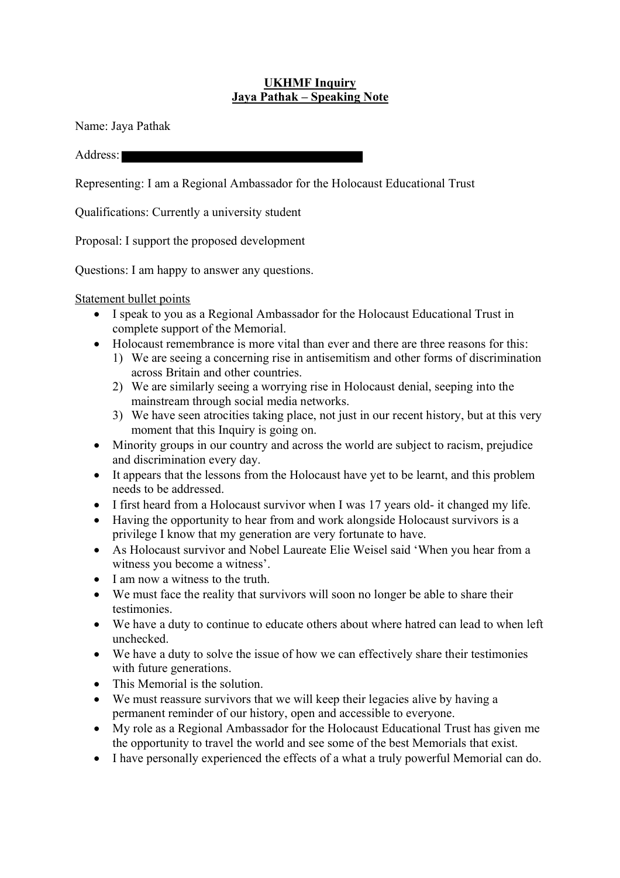**UKHMF Inquiry**
**Jaya Pathak – Speaking Note**

Name: Jaya Pathak

Address: [REDACTED]

Representing: I am a Regional Ambassador for the Holocaust Educational Trust

Qualifications: Currently a university student

Proposal: I support the proposed development

Questions: I am happy to answer any questions.

Statement bullet points

- I speak to you as a Regional Ambassador for the Holocaust Educational Trust in complete support of the Memorial.
- Holocaust remembrance is more vital than ever and there are three reasons for this:
  1) We are seeing a concerning rise in antisemitism and other forms of discrimination across Britain and other countries.
  2) We are similarly seeing a worrying rise in Holocaust denial, seeping into the mainstream through social media networks.
  3) We have seen atrocities taking place, not just in our recent history, but at this very moment that this Inquiry is going on.
- Minority groups in our country and across the world are subject to racism, prejudice and discrimination every day.
- It appears that the lessons from the Holocaust have yet to be learnt, and this problem needs to be addressed.
- I first heard from a Holocaust survivor when I was 17 years old- it changed my life.
- Having the opportunity to hear from and work alongside Holocaust survivors is a privilege I know that my generation are very fortunate to have.
- As Holocaust survivor and Nobel Laureate Elie Weisel said 'When you hear from a witness you become a witness'.
- I am now a witness to the truth.
- We must face the reality that survivors will soon no longer be able to share their testimonies.
- We have a duty to continue to educate others about where hatred can lead to when left unchecked.
- We have a duty to solve the issue of how we can effectively share their testimonies with future generations.
- This Memorial is the solution.
- We must reassure survivors that we will keep their legacies alive by having a permanent reminder of our history, open and accessible to everyone.
- My role as a Regional Ambassador for the Holocaust Educational Trust has given me the opportunity to travel the world and see some of the best Memorials that exist.
- I have personally experienced the effects of a what a truly powerful Memorial can do.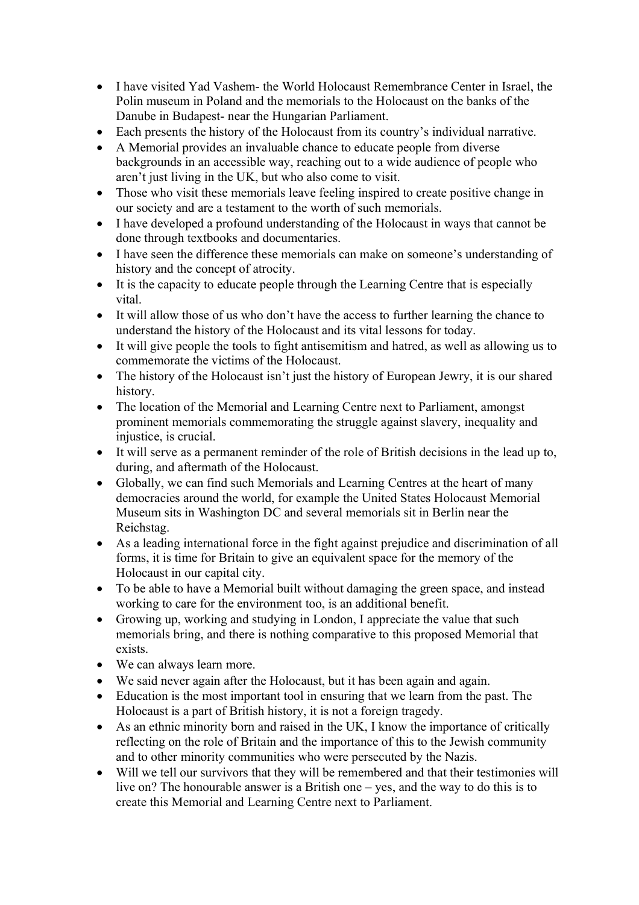- I have visited Yad Vashem- the World Holocaust Remembrance Center in Israel, the Polin museum in Poland and the memorials to the Holocaust on the banks of the Danube in Budapest- near the Hungarian Parliament.
- Each presents the history of the Holocaust from its country's individual narrative.
- A Memorial provides an invaluable chance to educate people from diverse backgrounds in an accessible way, reaching out to a wide audience of people who aren't just living in the UK, but who also come to visit.
- Those who visit these memorials leave feeling inspired to create positive change in our society and are a testament to the worth of such memorials.
- I have developed a profound understanding of the Holocaust in ways that cannot be done through textbooks and documentaries.
- I have seen the difference these memorials can make on someone's understanding of history and the concept of atrocity.
- It is the capacity to educate people through the Learning Centre that is especially vital.
- It will allow those of us who don't have the access to further learning the chance to understand the history of the Holocaust and its vital lessons for today.
- It will give people the tools to fight antisemitism and hatred, as well as allowing us to commemorate the victims of the Holocaust.
- The history of the Holocaust isn't just the history of European Jewry, it is our shared history.
- The location of the Memorial and Learning Centre next to Parliament, amongst prominent memorials commemorating the struggle against slavery, inequality and injustice, is crucial.
- It will serve as a permanent reminder of the role of British decisions in the lead up to, during, and aftermath of the Holocaust.
- Globally, we can find such Memorials and Learning Centres at the heart of many democracies around the world, for example the United States Holocaust Memorial Museum sits in Washington DC and several memorials sit in Berlin near the Reichstag.
- As a leading international force in the fight against prejudice and discrimination of all forms, it is time for Britain to give an equivalent space for the memory of the Holocaust in our capital city.
- To be able to have a Memorial built without damaging the green space, and instead working to care for the environment too, is an additional benefit.
- Growing up, working and studying in London, I appreciate the value that such memorials bring, and there is nothing comparative to this proposed Memorial that exists.
- We can always learn more.
- We said never again after the Holocaust, but it has been again and again.
- Education is the most important tool in ensuring that we learn from the past. The Holocaust is a part of British history, it is not a foreign tragedy.
- As an ethnic minority born and raised in the UK, I know the importance of critically reflecting on the role of Britain and the importance of this to the Jewish community and to other minority communities who were persecuted by the Nazis.
- Will we tell our survivors that they will be remembered and that their testimonies will live on? The honourable answer is a British one – yes, and the way to do this is to create this Memorial and Learning Centre next to Parliament.